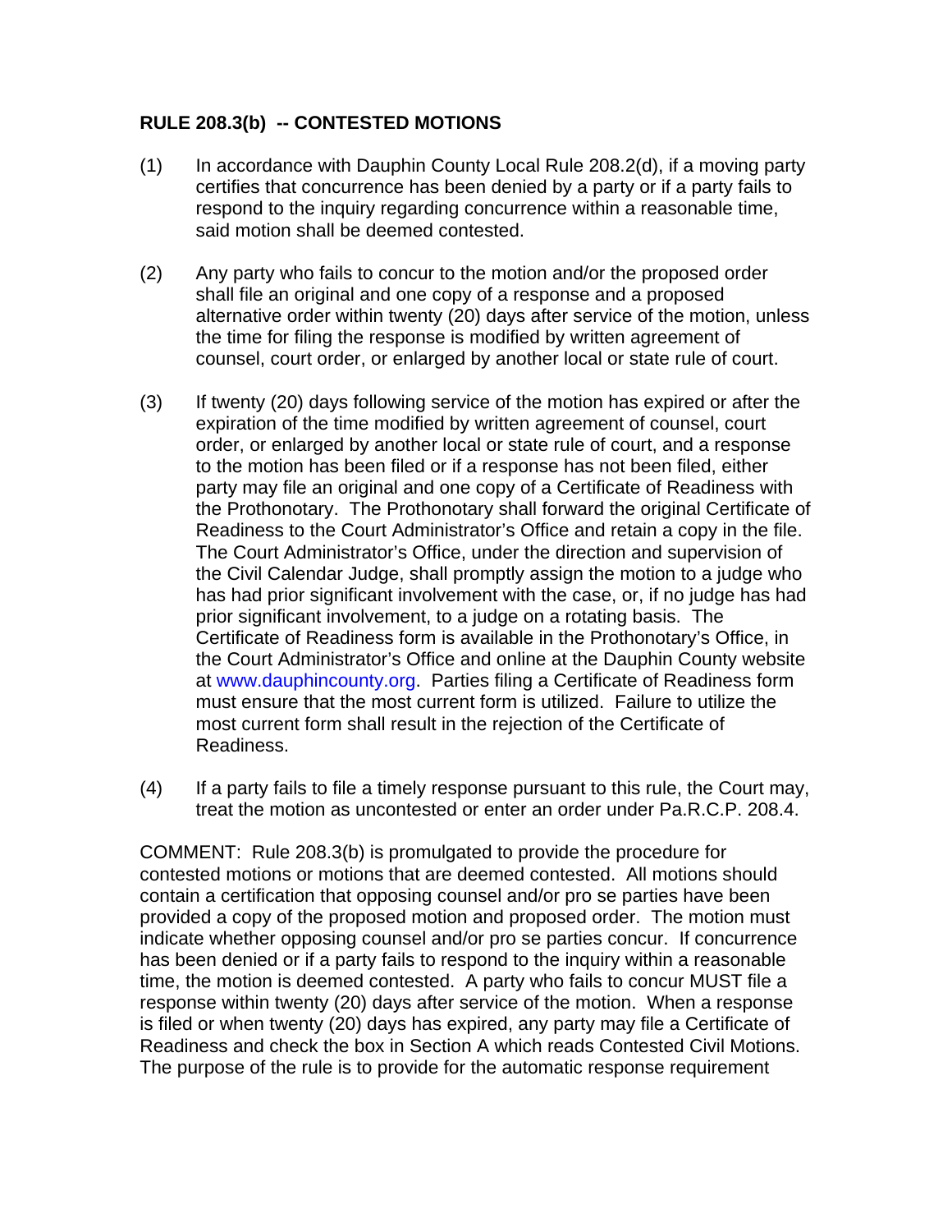**RULE 208.3(b) -- CONTESTED MOTIONS**

(1) In accordance with Dauphin County Local Rule 208.2(d), if a moving party certifies that concurrence has been denied by a party or if a party fails to respond to the inquiry regarding concurrence within a reasonable time, said motion shall be deemed contested.

(2) Any party who fails to concur to the motion and/or the proposed order shall file an original and one copy of a response and a proposed alternative order within twenty (20) days after service of the motion, unless the time for filing the response is modified by written agreement of counsel, court order, or enlarged by another local or state rule of court.

(3) If twenty (20) days following service of the motion has expired or after the expiration of the time modified by written agreement of counsel, court order, or enlarged by another local or state rule of court, and a response to the motion has been filed or if a response has not been filed, either party may file an original and one copy of a Certificate of Readiness with the Prothonotary. The Prothonotary shall forward the original Certificate of Readiness to the Court Administrator's Office and retain a copy in the file. The Court Administrator's Office, under the direction and supervision of the Civil Calendar Judge, shall promptly assign the motion to a judge who has had prior significant involvement with the case, or, if no judge has had prior significant involvement, to a judge on a rotating basis. The Certificate of Readiness form is available in the Prothonotary's Office, in the Court Administrator's Office and online at the Dauphin County website at www.dauphincounty.org. Parties filing a Certificate of Readiness form must ensure that the most current form is utilized. Failure to utilize the most current form shall result in the rejection of the Certificate of Readiness.

(4) If a party fails to file a timely response pursuant to this rule, the Court may, treat the motion as uncontested or enter an order under Pa.R.C.P. 208.4.

COMMENT: Rule 208.3(b) is promulgated to provide the procedure for contested motions or motions that are deemed contested. All motions should contain a certification that opposing counsel and/or pro se parties have been provided a copy of the proposed motion and proposed order. The motion must indicate whether opposing counsel and/or pro se parties concur. If concurrence has been denied or if a party fails to respond to the inquiry within a reasonable time, the motion is deemed contested. A party who fails to concur MUST file a response within twenty (20) days after service of the motion. When a response is filed or when twenty (20) days has expired, any party may file a Certificate of Readiness and check the box in Section A which reads Contested Civil Motions. The purpose of the rule is to provide for the automatic response requirement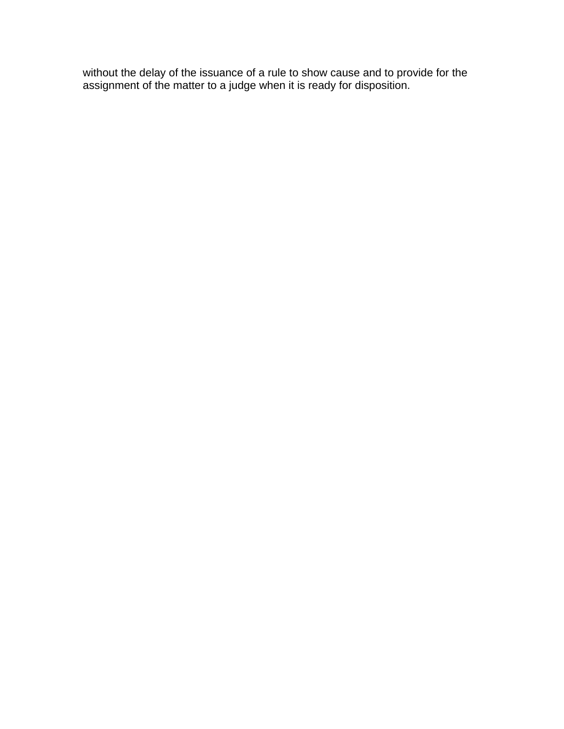without the delay of the issuance of a rule to show cause and to provide for the assignment of the matter to a judge when it is ready for disposition.